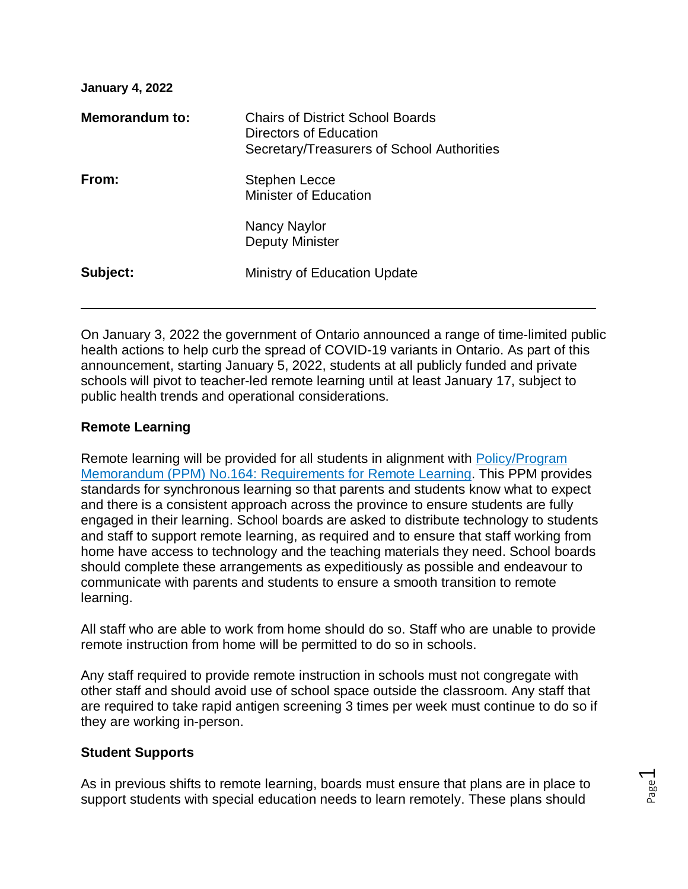**January 4, 2022**

| | |
|---|---|
| **Memorandum to:** | Chairs of District School Boards<br>Directors of Education<br>Secretary/Treasurers of School Authorities |
| **From:** | Stephen Lecce<br>Minister of Education<br><br>Nancy Naylor<br>Deputy Minister |
| **Subject:** | Ministry of Education Update |

---

On January 3, 2022 the government of Ontario announced a range of time-limited public health actions to help curb the spread of COVID-19 variants in Ontario. As part of this announcement, starting January 5, 2022, students at all publicly funded and private schools will pivot to teacher-led remote learning until at least January 17, subject to public health trends and operational considerations.

**Remote Learning**

Remote learning will be provided for all students in alignment with [Policy/Program Memorandum (PPM) No.164: Requirements for Remote Learning](). This PPM provides standards for synchronous learning so that parents and students know what to expect and there is a consistent approach across the province to ensure students are fully engaged in their learning. School boards are asked to distribute technology to students and staff to support remote learning, as required and to ensure that staff working from home have access to technology and the teaching materials they need. School boards should complete these arrangements as expeditiously as possible and endeavour to communicate with parents and students to ensure a smooth transition to remote learning.

All staff who are able to work from home should do so. Staff who are unable to provide remote instruction from home will be permitted to do so in schools.

Any staff required to provide remote instruction in schools must not congregate with other staff and should avoid use of school space outside the classroom. Any staff that are required to take rapid antigen screening 3 times per week must continue to do so if they are working in-person.

**Student Supports**

As in previous shifts to remote learning, boards must ensure that plans are in place to support students with special education needs to learn remotely. These plans should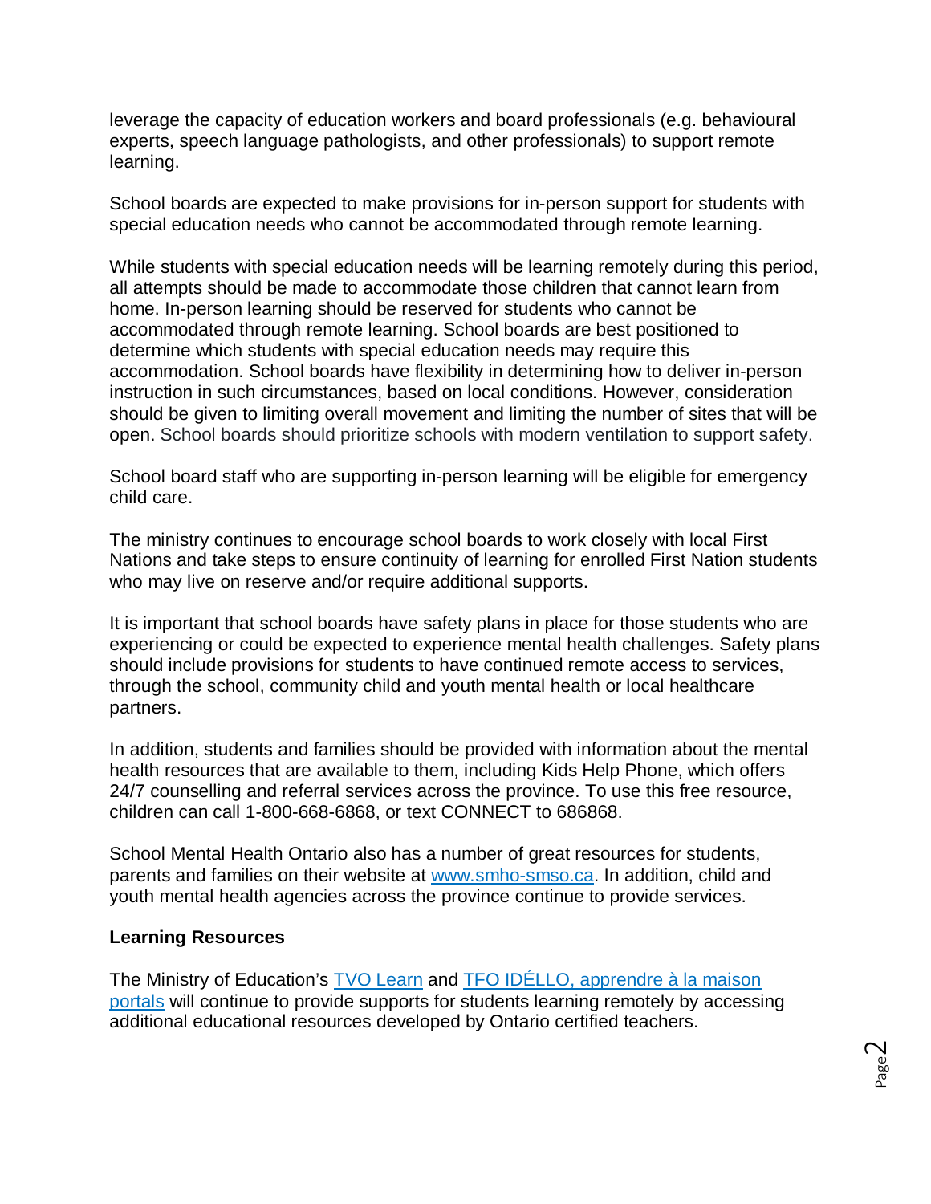leverage the capacity of education workers and board professionals (e.g. behavioural experts, speech language pathologists, and other professionals) to support remote learning.

School boards are expected to make provisions for in-person support for students with special education needs who cannot be accommodated through remote learning.

While students with special education needs will be learning remotely during this period, all attempts should be made to accommodate those children that cannot learn from home. In-person learning should be reserved for students who cannot be accommodated through remote learning. School boards are best positioned to determine which students with special education needs may require this accommodation. School boards have flexibility in determining how to deliver in-person instruction in such circumstances, based on local conditions. However, consideration should be given to limiting overall movement and limiting the number of sites that will be open. School boards should prioritize schools with modern ventilation to support safety.

School board staff who are supporting in-person learning will be eligible for emergency child care.

The ministry continues to encourage school boards to work closely with local First Nations and take steps to ensure continuity of learning for enrolled First Nation students who may live on reserve and/or require additional supports.

It is important that school boards have safety plans in place for those students who are experiencing or could be expected to experience mental health challenges. Safety plans should include provisions for students to have continued remote access to services, through the school, community child and youth mental health or local healthcare partners.

In addition, students and families should be provided with information about the mental health resources that are available to them, including Kids Help Phone, which offers 24/7 counselling and referral services across the province. To use this free resource, children can call 1-800-668-6868, or text CONNECT to 686868.

School Mental Health Ontario also has a number of great resources for students, parents and families on their website at [www.smho-smso.ca](http://www.smho-smso.ca). In addition, child and youth mental health agencies across the province continue to provide services.

**Learning Resources**

The Ministry of Education's [TVO Learn](#) and [TFO IDÉLLO, apprendre à la maison portals](#) will continue to provide supports for students learning remotely by accessing additional educational resources developed by Ontario certified teachers.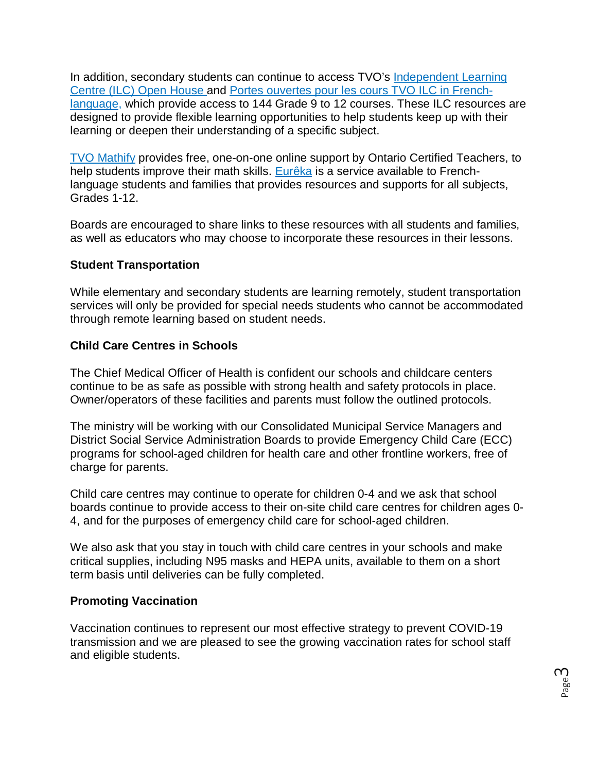In addition, secondary students can continue to access TVO's Independent Learning Centre (ILC) Open House and Portes ouvertes pour les cours TVO ILC in French-language, which provide access to 144 Grade 9 to 12 courses. These ILC resources are designed to provide flexible learning opportunities to help students keep up with their learning or deepen their understanding of a specific subject.

TVO Mathify provides free, one-on-one online support by Ontario Certified Teachers, to help students improve their math skills. Eurêka is a service available to French-language students and families that provides resources and supports for all subjects, Grades 1-12.

Boards are encouraged to share links to these resources with all students and families, as well as educators who may choose to incorporate these resources in their lessons.

**Student Transportation**

While elementary and secondary students are learning remotely, student transportation services will only be provided for special needs students who cannot be accommodated through remote learning based on student needs.

**Child Care Centres in Schools**

The Chief Medical Officer of Health is confident our schools and childcare centers continue to be as safe as possible with strong health and safety protocols in place. Owner/operators of these facilities and parents must follow the outlined protocols.

The ministry will be working with our Consolidated Municipal Service Managers and District Social Service Administration Boards to provide Emergency Child Care (ECC) programs for school-aged children for health care and other frontline workers, free of charge for parents.

Child care centres may continue to operate for children 0-4 and we ask that school boards continue to provide access to their on-site child care centres for children ages 0-4, and for the purposes of emergency child care for school-aged children.

We also ask that you stay in touch with child care centres in your schools and make critical supplies, including N95 masks and HEPA units, available to them on a short term basis until deliveries can be fully completed.

**Promoting Vaccination**

Vaccination continues to represent our most effective strategy to prevent COVID-19 transmission and we are pleased to see the growing vaccination rates for school staff and eligible students.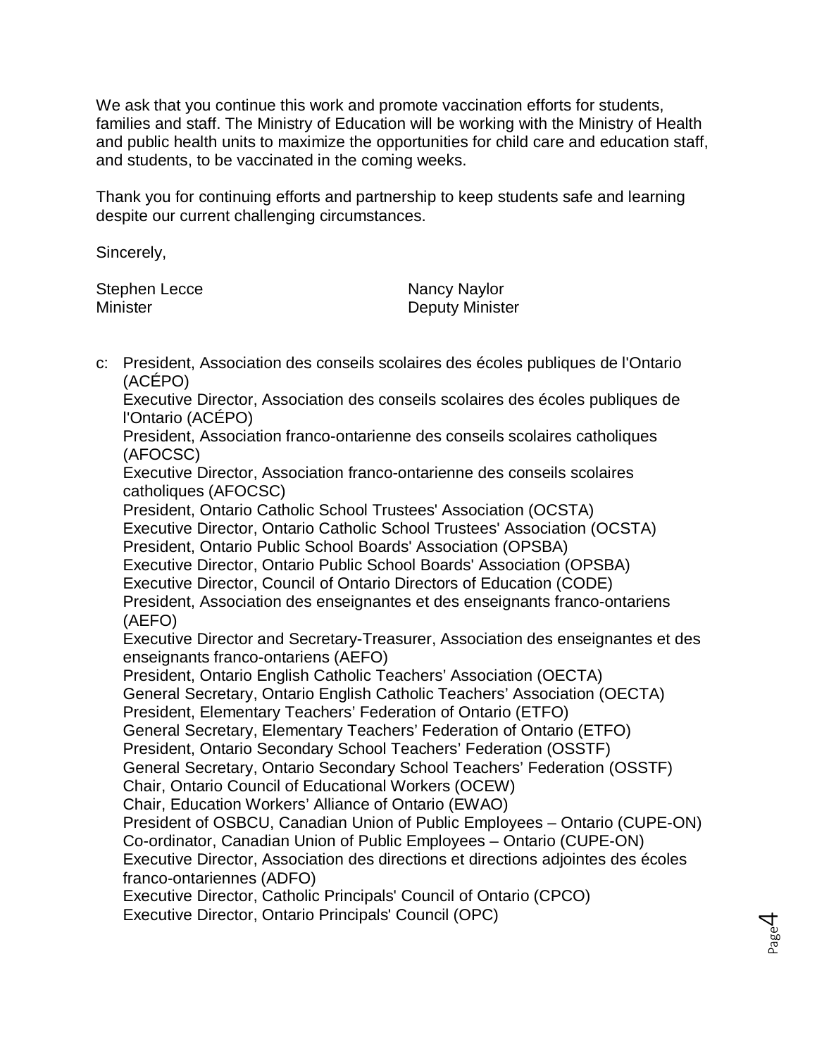We ask that you continue this work and promote vaccination efforts for students, families and staff. The Ministry of Education will be working with the Ministry of Health and public health units to maximize the opportunities for child care and education staff, and students, to be vaccinated in the coming weeks.

Thank you for continuing efforts and partnership to keep students safe and learning despite our current challenging circumstances.

Sincerely,

| | |
|---|---|
| Stephen Lecce<br>Minister | Nancy Naylor<br>Deputy Minister |

c: President, Association des conseils scolaires des écoles publiques de l'Ontario (ACÉPO)
Executive Director, Association des conseils scolaires des écoles publiques de l'Ontario (ACÉPO)
President, Association franco-ontarienne des conseils scolaires catholiques (AFOCSC)
Executive Director, Association franco-ontarienne des conseils scolaires catholiques (AFOCSC)
President, Ontario Catholic School Trustees' Association (OCSTA)
Executive Director, Ontario Catholic School Trustees' Association (OCSTA)
President, Ontario Public School Boards' Association (OPSBA)
Executive Director, Ontario Public School Boards' Association (OPSBA)
Executive Director, Council of Ontario Directors of Education (CODE)
President, Association des enseignantes et des enseignants franco-ontariens (AEFO)
Executive Director and Secretary-Treasurer, Association des enseignantes et des enseignants franco-ontariens (AEFO)
President, Ontario English Catholic Teachers' Association (OECTA)
General Secretary, Ontario English Catholic Teachers' Association (OECTA)
President, Elementary Teachers' Federation of Ontario (ETFO)
General Secretary, Elementary Teachers' Federation of Ontario (ETFO)
President, Ontario Secondary School Teachers' Federation (OSSTF)
General Secretary, Ontario Secondary School Teachers' Federation (OSSTF)
Chair, Ontario Council of Educational Workers (OCEW)
Chair, Education Workers' Alliance of Ontario (EWAO)
President of OSBCU, Canadian Union of Public Employees – Ontario (CUPE-ON)
Co-ordinator, Canadian Union of Public Employees – Ontario (CUPE-ON)
Executive Director, Association des directions et directions adjointes des écoles franco-ontariennes (ADFO)
Executive Director, Catholic Principals' Council of Ontario (CPCO)
Executive Director, Ontario Principals' Council (OPC)